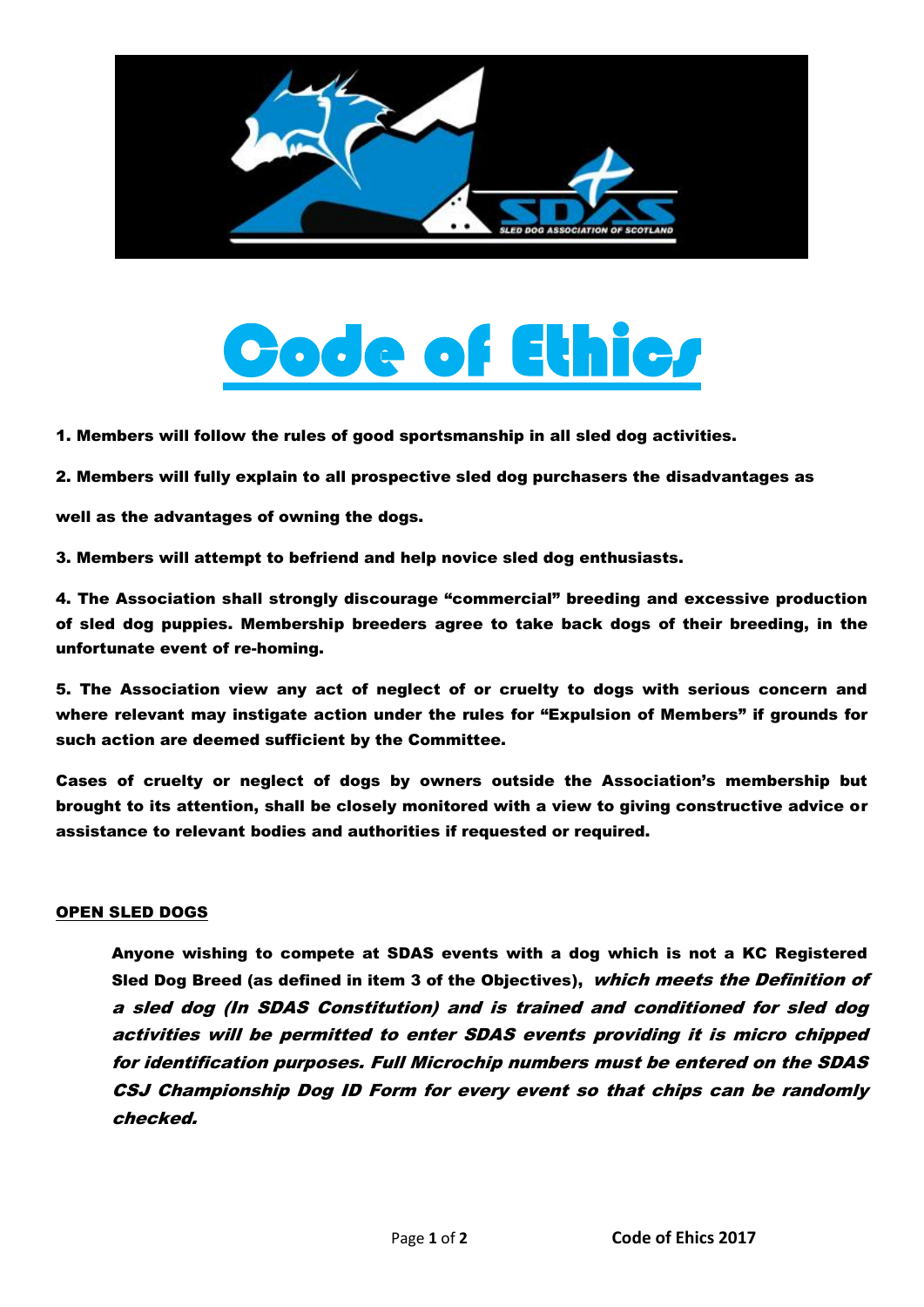# Code of Ethics

1. Members will follow the rules of good sportsmanship in all sled dog activities.

2. Members will fully explain to all prospective sled dog purchasers the disadvantages as well as the advantages of owning the dogs.

3. Members will attempt to befriend and help novice sled dog enthusiasts.

4. The Association shall strongly discourage "commercial" breeding and excessive production of sled dog puppies. Membership breeders agree to take back dogs of their breeding, in the unfortunate event of re-homing.

5. The Association view any act of neglect of or cruelty to dogs with serious concern and where relevant may instigate action under the rules for "Expulsion of Members" if grounds for such action are deemed sufficient by the Committee.

Cases of cruelty or neglect of dogs by owners outside the Association's membership but brought to its attention, shall be closely monitored with a view to giving constructive advice or assistance to relevant bodies and authorities if requested or required.

**OPEN SLED DOGS**

Anyone wishing to compete at SDAS events with a dog which is not a KC Registered Sled Dog Breed (as defined in item 3 of the Objectives), *which meets the Definition of a sled dog (In SDAS Constitution) and is trained and conditioned for sled dog activities will be permitted to enter SDAS events providing it is micro chipped for identification purposes. Full Microchip numbers must be entered on the SDAS CSJ Championship Dog ID Form for every event so that chips can be randomly checked.*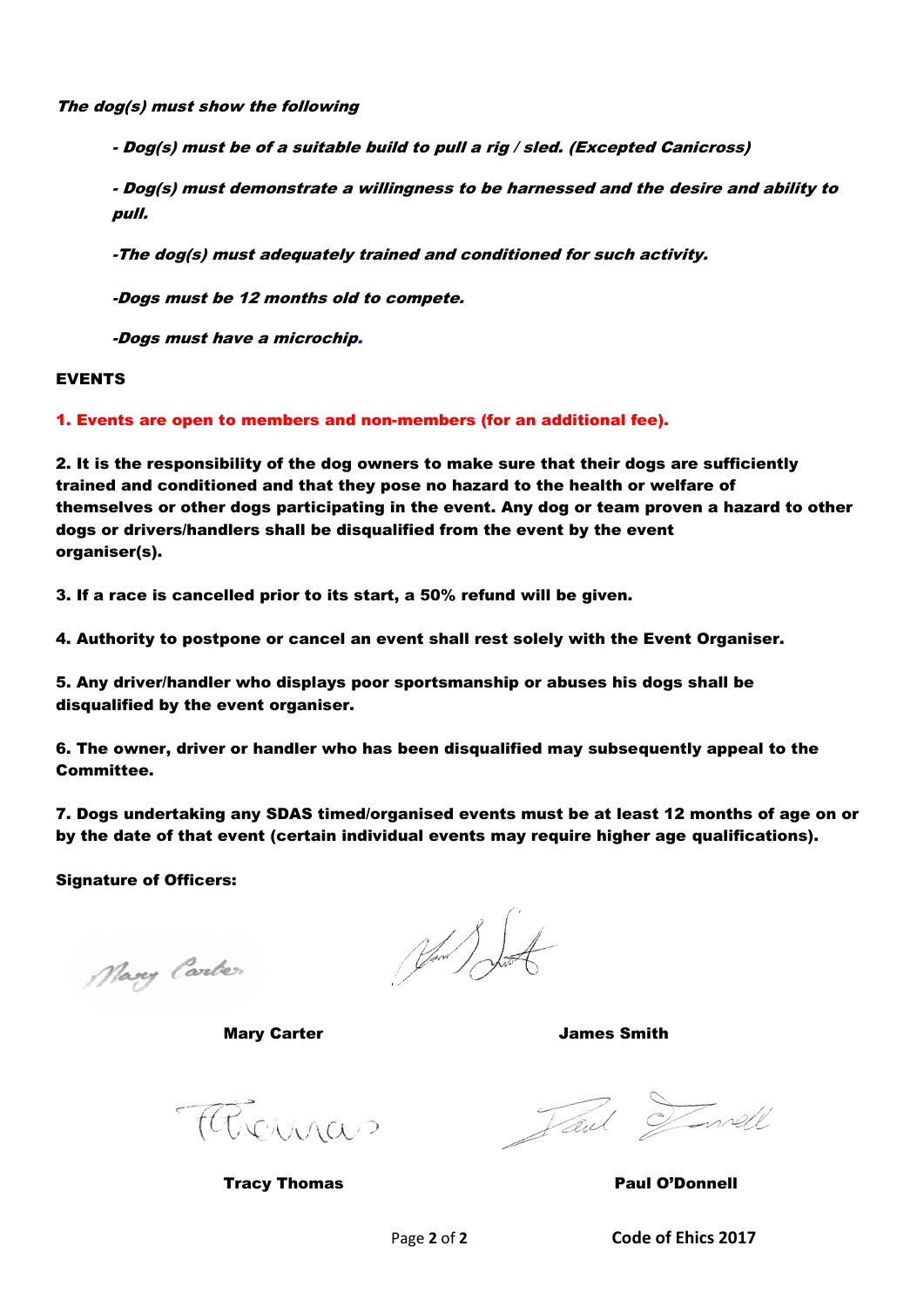***The dog(s) must show the following***

- ***Dog(s) must be of a suitable build to pull a rig / sled. (Excepted Canicross)***
- ***Dog(s) must demonstrate a willingness to be harnessed and the desire and ability to pull.***
- ***The dog(s) must adequately trained and conditioned for such activity.***
- ***Dogs must be 12 months old to compete.***
- ***Dogs must have a microchip.***

**EVENTS**

**1. Events are open to members and non-members (for an additional fee).**

**2. It is the responsibility of the dog owners to make sure that their dogs are sufficiently trained and conditioned and that they pose no hazard to the health or welfare of themselves or other dogs participating in the event. Any dog or team proven a hazard to other dogs or drivers/handlers shall be disqualified from the event by the event organiser(s).**

**3. If a race is cancelled prior to its start, a 50% refund will be given.**

**4. Authority to postpone or cancel an event shall rest solely with the Event Organiser.**

**5. Any driver/handler who displays poor sportsmanship or abuses his dogs shall be disqualified by the event organiser.**

**6. The owner, driver or handler who has been disqualified may subsequently appeal to the Committee.**

**7. Dogs undertaking any SDAS timed/organised events must be at least 12 months of age on or by the date of that event (certain individual events may require higher age qualifications).**

**Signature of Officers:**

| | |
|---|---|
| *Mary Carter* | *(signature)* |
| **Mary Carter** | **James Smith** |
| *(signature)* | *Paul O'Donnell* |
| **Tracy Thomas** | **Paul O'Donnell** |

**Code of Ehics 2017**